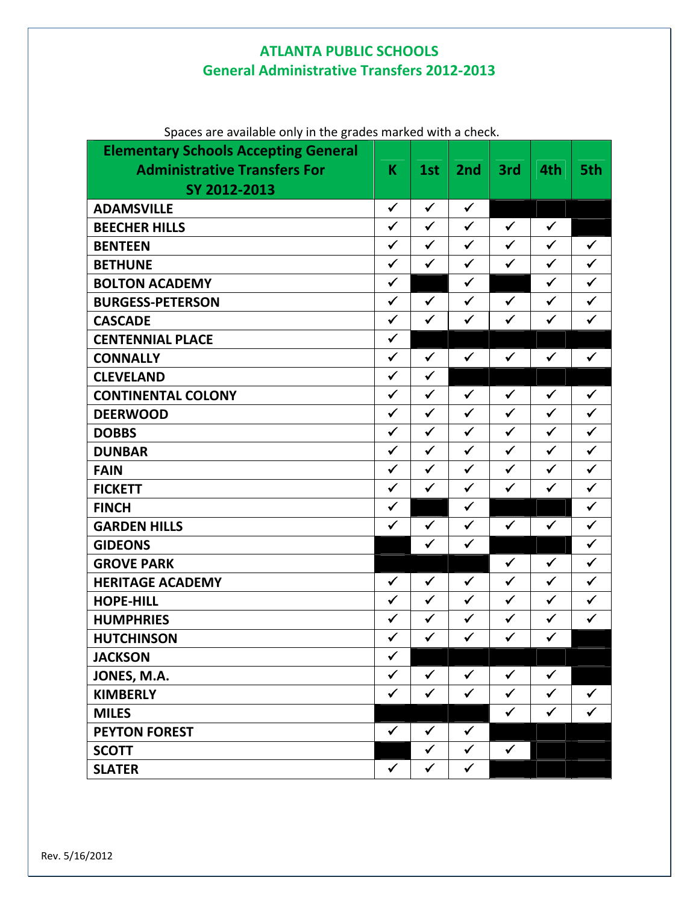# ATLANTA PUBLIC SCHOOLS
## General Administrative Transfers 2012-2013

Spaces are available only in the grades marked with a check.

| Elementary Schools Accepting General Administrative Transfers For SY 2012-2013 | K | 1st | 2nd | 3rd | 4th | 5th |
|---|---|---|---|---|---|---|
| ADAMSVILLE | ✓ | ✓ | ✓ | | | |
| BEECHER HILLS | ✓ | ✓ | ✓ | ✓ | ✓ | |
| BENTEEN | ✓ | ✓ | ✓ | ✓ | ✓ | ✓ |
| BETHUNE | ✓ | ✓ | ✓ | ✓ | ✓ | ✓ |
| BOLTON ACADEMY | ✓ | | ✓ | | ✓ | ✓ |
| BURGESS-PETERSON | ✓ | ✓ | ✓ | ✓ | ✓ | ✓ |
| CASCADE | ✓ | ✓ | ✓ | ✓ | ✓ | ✓ |
| CENTENNIAL PLACE | ✓ | | | | | |
| CONNALLY | ✓ | ✓ | ✓ | ✓ | ✓ | ✓ |
| CLEVELAND | ✓ | ✓ | | | | |
| CONTINENTAL COLONY | ✓ | ✓ | ✓ | ✓ | ✓ | ✓ |
| DEERWOOD | ✓ | ✓ | ✓ | ✓ | ✓ | ✓ |
| DOBBS | ✓ | ✓ | ✓ | ✓ | ✓ | ✓ |
| DUNBAR | ✓ | ✓ | ✓ | ✓ | ✓ | ✓ |
| FAIN | ✓ | ✓ | ✓ | ✓ | ✓ | ✓ |
| FICKETT | ✓ | ✓ | ✓ | ✓ | ✓ | ✓ |
| FINCH | ✓ | | ✓ | | | ✓ |
| GARDEN HILLS | ✓ | ✓ | ✓ | ✓ | ✓ | ✓ |
| GIDEONS | | ✓ | ✓ | | | ✓ |
| GROVE PARK | | | | ✓ | ✓ | ✓ |
| HERITAGE ACADEMY | ✓ | ✓ | ✓ | ✓ | ✓ | ✓ |
| HOPE-HILL | ✓ | ✓ | ✓ | ✓ | ✓ | ✓ |
| HUMPHRIES | ✓ | ✓ | ✓ | ✓ | ✓ | ✓ |
| HUTCHINSON | ✓ | ✓ | ✓ | ✓ | ✓ | |
| JACKSON | ✓ | | | | | |
| JONES, M.A. | ✓ | ✓ | ✓ | ✓ | ✓ | |
| KIMBERLY | ✓ | ✓ | ✓ | ✓ | ✓ | ✓ |
| MILES | | | | ✓ | ✓ | ✓ |
| PEYTON FOREST | ✓ | ✓ | ✓ | | | |
| SCOTT | | ✓ | ✓ | ✓ | | |
| SLATER | ✓ | ✓ | ✓ | | | |

Rev. 5/16/2012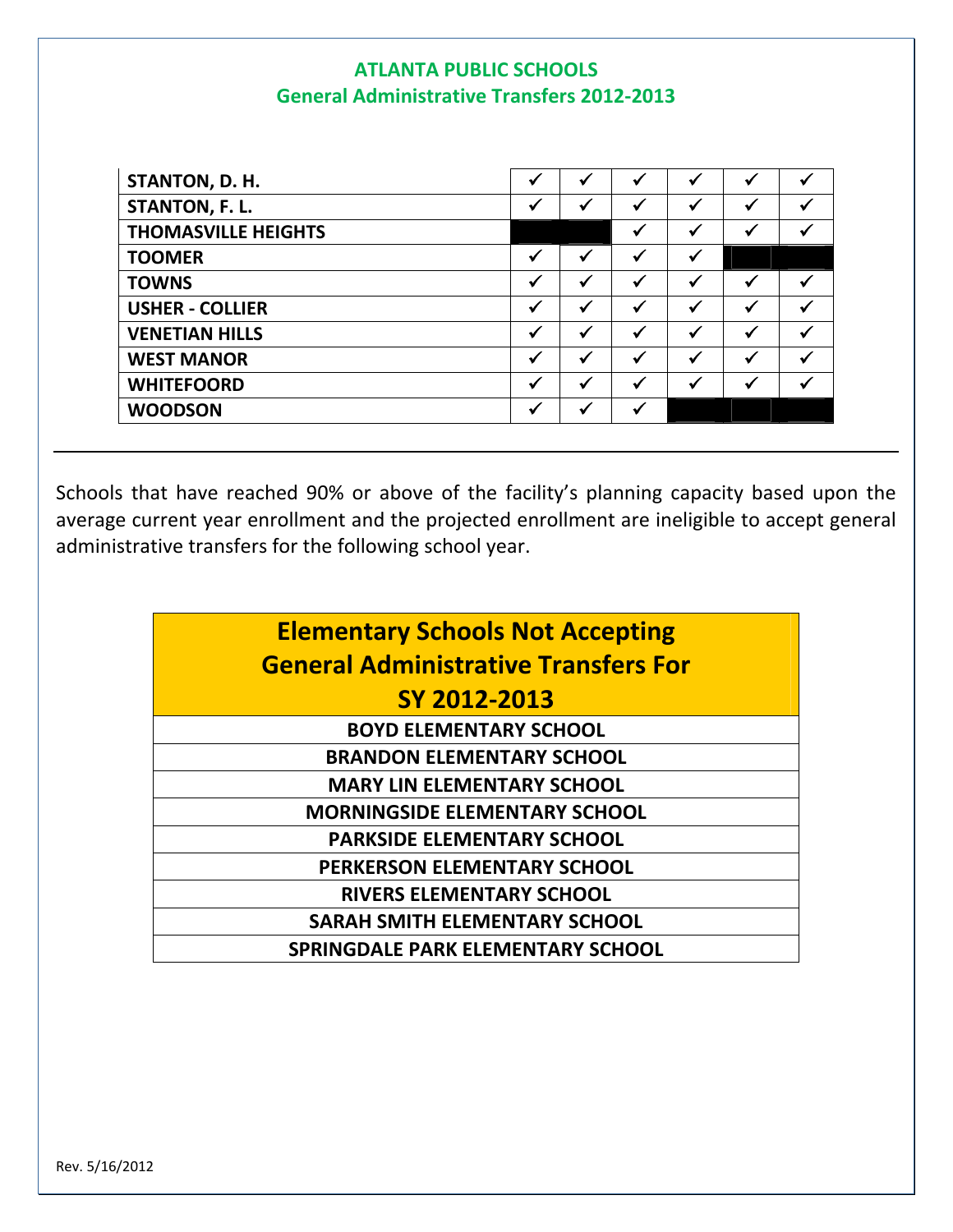## ATLANTA PUBLIC SCHOOLS
## General Administrative Transfers 2012-2013

| | | | | | | |
|---|---|---|---|---|---|---|
| **STANTON, D. H.** | ✓ | ✓ | ✓ | ✓ | ✓ | ✓ |
| **STANTON, F. L.** | ✓ | ✓ | ✓ | ✓ | ✓ | ✓ |
| **THOMASVILLE HEIGHTS** | | | ✓ | ✓ | ✓ | ✓ |
| **TOOMER** | ✓ | ✓ | ✓ | ✓ | | |
| **TOWNS** | ✓ | ✓ | ✓ | ✓ | ✓ | ✓ |
| **USHER - COLLIER** | ✓ | ✓ | ✓ | ✓ | ✓ | ✓ |
| **VENETIAN HILLS** | ✓ | ✓ | ✓ | ✓ | ✓ | ✓ |
| **WEST MANOR** | ✓ | ✓ | ✓ | ✓ | ✓ | ✓ |
| **WHITEFOORD** | ✓ | ✓ | ✓ | ✓ | ✓ | ✓ |
| **WOODSON** | ✓ | ✓ | ✓ | | | |

Schools that have reached 90% or above of the facility's planning capacity based upon the average current year enrollment and the projected enrollment are ineligible to accept general administrative transfers for the following school year.

| Elementary Schools Not Accepting General Administrative Transfers For SY 2012-2013 |
|---|
| BOYD ELEMENTARY SCHOOL |
| BRANDON ELEMENTARY SCHOOL |
| MARY LIN ELEMENTARY SCHOOL |
| MORNINGSIDE ELEMENTARY SCHOOL |
| PARKSIDE ELEMENTARY SCHOOL |
| PERKERSON ELEMENTARY SCHOOL |
| RIVERS ELEMENTARY SCHOOL |
| SARAH SMITH ELEMENTARY SCHOOL |
| SPRINGDALE PARK ELEMENTARY SCHOOL |

Rev. 5/16/2012